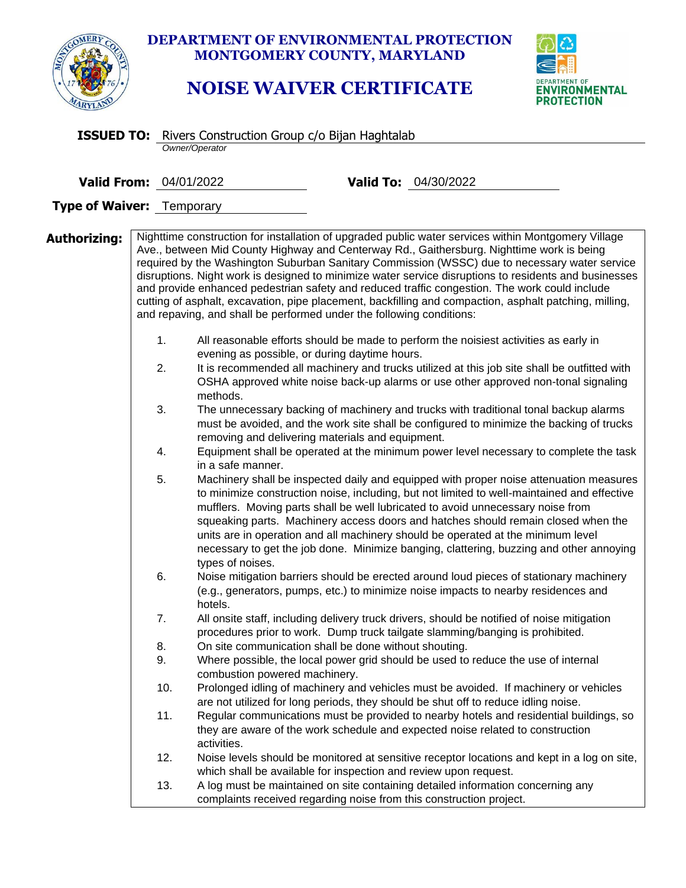# DEPARTMENT OF ENVIRONMENTAL PROTECTION
## MONTGOMERY COUNTY, MARYLAND

# NOISE WAIVER CERTIFICATE

DEPARTMENT OF ENVIRONMENTAL PROTECTION

**ISSUED TO:** Rivers Construction Group c/o Bijan Haghtalab
*Owner/Operator*

**Valid From:** 04/01/2022 **Valid To:** 04/30/2022

**Type of Waiver:** Temporary

**Authorizing:** Nighttime construction for installation of upgraded public water services within Montgomery Village Ave., between Mid County Highway and Centerway Rd., Gaithersburg. Nighttime work is being required by the Washington Suburban Sanitary Commission (WSSC) due to necessary water service disruptions. Night work is designed to minimize water service disruptions to residents and businesses and provide enhanced pedestrian safety and reduced traffic congestion. The work could include cutting of asphalt, excavation, pipe placement, backfilling and compaction, asphalt patching, milling, and repaving, and shall be performed under the following conditions:

1. All reasonable efforts should be made to perform the noisiest activities as early in evening as possible, or during daytime hours.
2. It is recommended all machinery and trucks utilized at this job site shall be outfitted with OSHA approved white noise back-up alarms or use other approved non-tonal signaling methods.
3. The unnecessary backing of machinery and trucks with traditional tonal backup alarms must be avoided, and the work site shall be configured to minimize the backing of trucks removing and delivering materials and equipment.
4. Equipment shall be operated at the minimum power level necessary to complete the task in a safe manner.
5. Machinery shall be inspected daily and equipped with proper noise attenuation measures to minimize construction noise, including, but not limited to well-maintained and effective mufflers. Moving parts shall be well lubricated to avoid unnecessary noise from squeaking parts. Machinery access doors and hatches should remain closed when the units are in operation and all machinery should be operated at the minimum level necessary to get the job done. Minimize banging, clattering, buzzing and other annoying types of noises.
6. Noise mitigation barriers should be erected around loud pieces of stationary machinery (e.g., generators, pumps, etc.) to minimize noise impacts to nearby residences and hotels.
7. All onsite staff, including delivery truck drivers, should be notified of noise mitigation procedures prior to work. Dump truck tailgate slamming/banging is prohibited.
8. On site communication shall be done without shouting.
9. Where possible, the local power grid should be used to reduce the use of internal combustion powered machinery.
10. Prolonged idling of machinery and vehicles must be avoided. If machinery or vehicles are not utilized for long periods, they should be shut off to reduce idling noise.
11. Regular communications must be provided to nearby hotels and residential buildings, so they are aware of the work schedule and expected noise related to construction activities.
12. Noise levels should be monitored at sensitive receptor locations and kept in a log on site, which shall be available for inspection and review upon request.
13. A log must be maintained on site containing detailed information concerning any complaints received regarding noise from this construction project.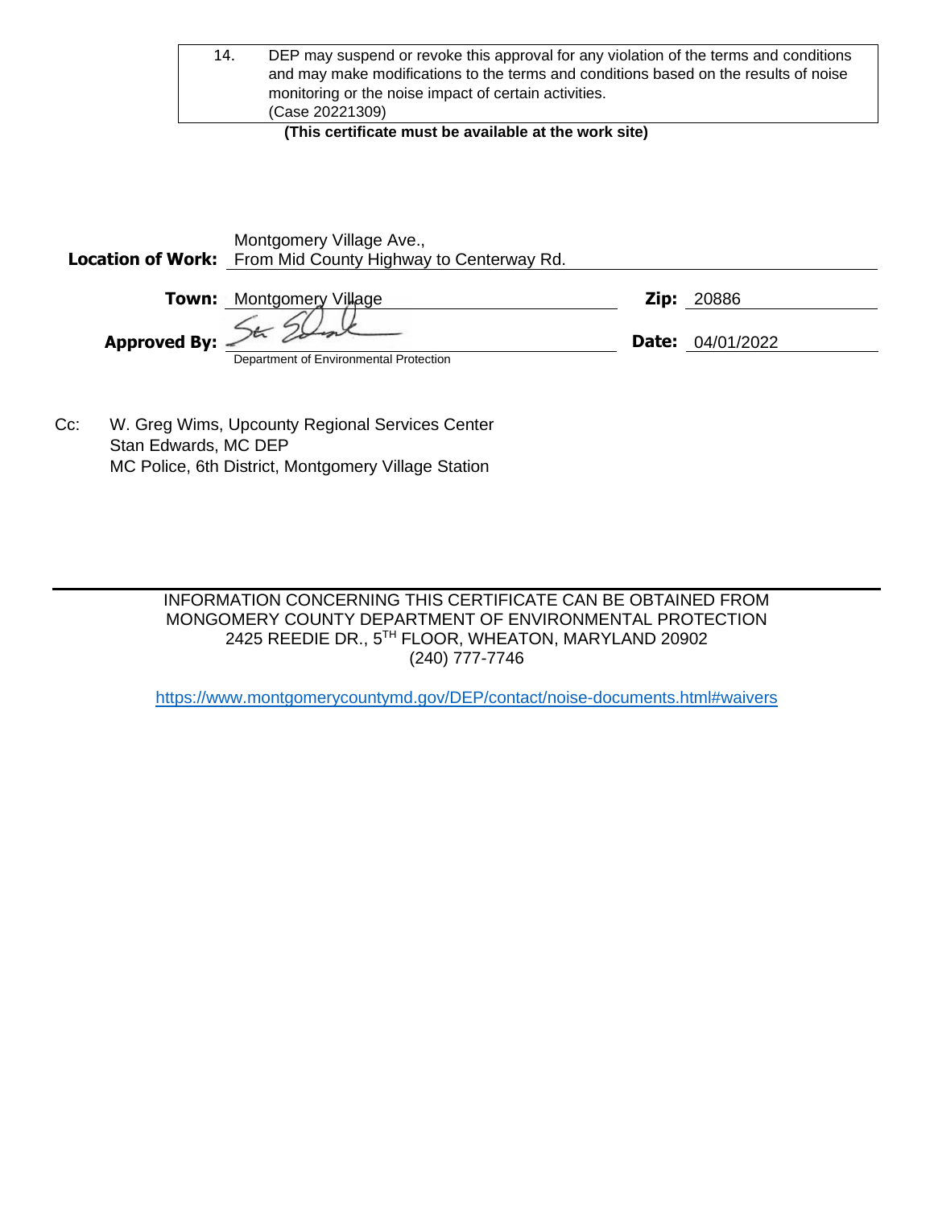14. DEP may suspend or revoke this approval for any violation of the terms and conditions and may make modifications to the terms and conditions based on the results of noise monitoring or the noise impact of certain activities.
(Case 20221309)

**(This certificate must be available at the work site)**

**Location of Work:** Montgomery Village Ave., From Mid County Highway to Centerway Rd.

**Town:** Montgomery Village **Zip:** 20886

**Approved By:** Stan Edwards **Date:** 04/01/2022

Department of Environmental Protection

Cc: W. Greg Wims, Upcounty Regional Services Center
Stan Edwards, MC DEP
MC Police, 6th District, Montgomery Village Station

---

INFORMATION CONCERNING THIS CERTIFICATE CAN BE OBTAINED FROM
MONGOMERY COUNTY DEPARTMENT OF ENVIRONMENTAL PROTECTION
2425 REEDIE DR., 5TH FLOOR, WHEATON, MARYLAND 20902
(240) 777-7746

https://www.montgomerycountymd.gov/DEP/contact/noise-documents.html#waivers